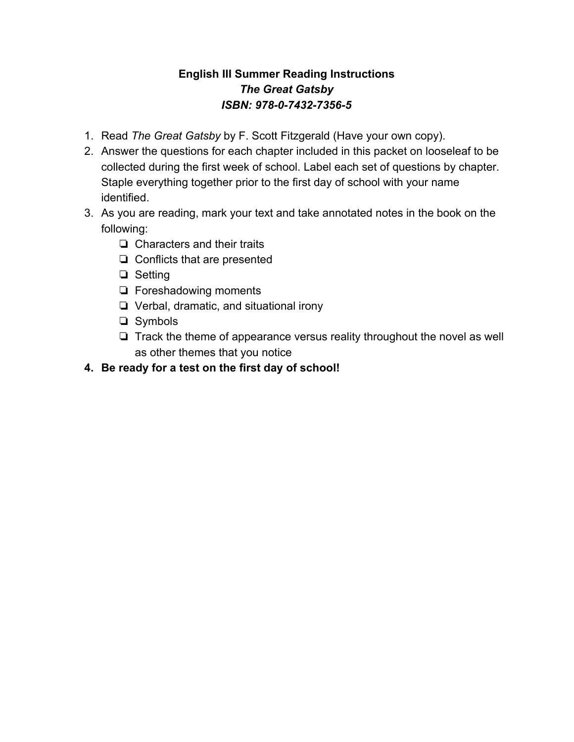# English III Summer Reading Instructions

## *The Great Gatsby*

### *ISBN: 978-0-7432-7356-5*

1. Read *The Great Gatsby* by F. Scott Fitzgerald (Have your own copy).
2. Answer the questions for each chapter included in this packet on looseleaf to be collected during the first week of school. Label each set of questions by chapter. Staple everything together prior to the first day of school with your name identified.
3. As you are reading, mark your text and take annotated notes in the book on the following:
   - ❏ Characters and their traits
   - ❏ Conflicts that are presented
   - ❏ Setting
   - ❏ Foreshadowing moments
   - ❏ Verbal, dramatic, and situational irony
   - ❏ Symbols
   - ❏ Track the theme of appearance versus reality throughout the novel as well as other themes that you notice
4. **Be ready for a test on the first day of school!**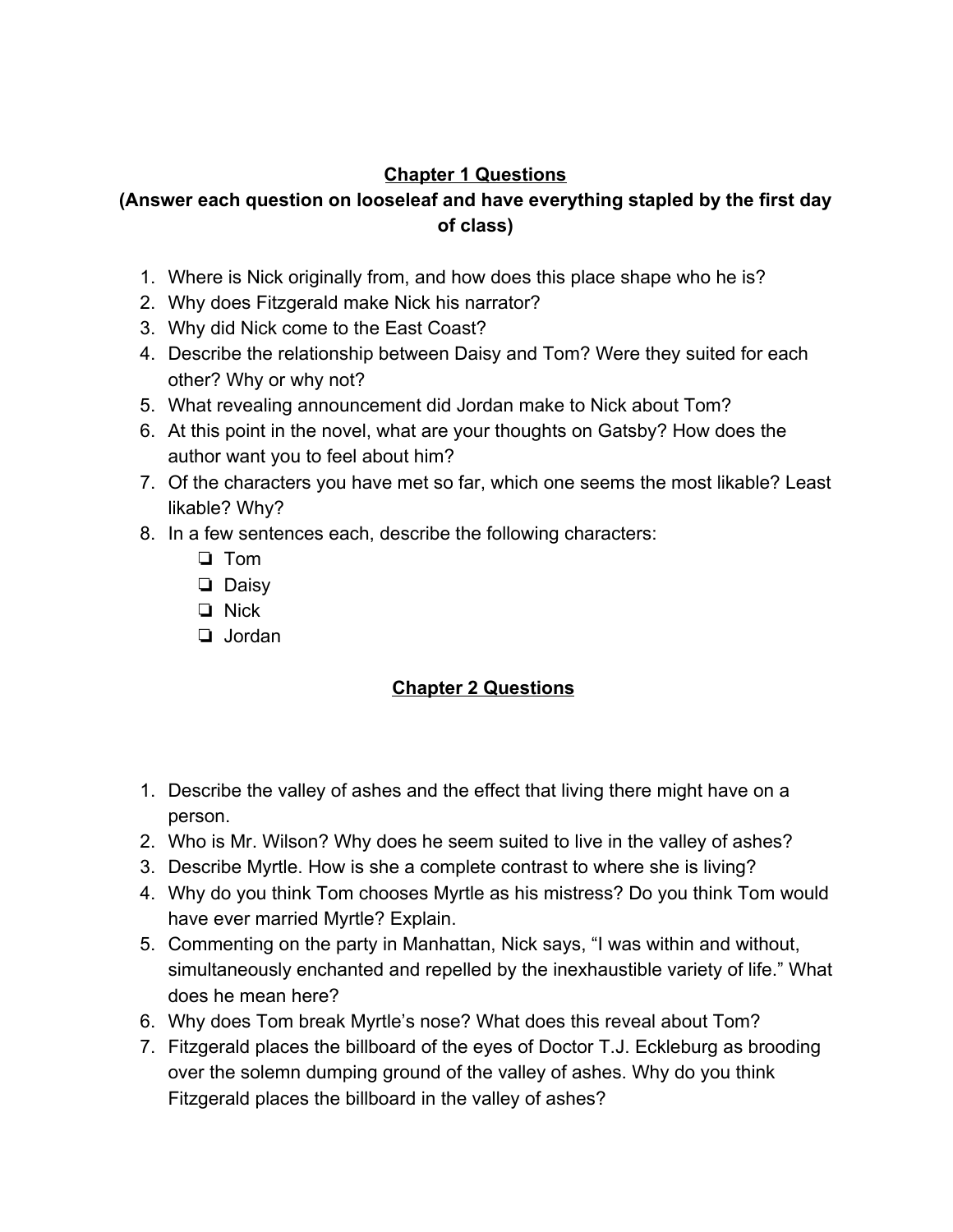## Chapter 1 Questions

**(Answer each question on looseleaf and have everything stapled by the first day of class)**

1. Where is Nick originally from, and how does this place shape who he is?
2. Why does Fitzgerald make Nick his narrator?
3. Why did Nick come to the East Coast?
4. Describe the relationship between Daisy and Tom? Were they suited for each other? Why or why not?
5. What revealing announcement did Jordan make to Nick about Tom?
6. At this point in the novel, what are your thoughts on Gatsby? How does the author want you to feel about him?
7. Of the characters you have met so far, which one seems the most likable? Least likable? Why?
8. In a few sentences each, describe the following characters:
   - Tom
   - Daisy
   - Nick
   - Jordan

## Chapter 2 Questions

1. Describe the valley of ashes and the effect that living there might have on a person.
2. Who is Mr. Wilson? Why does he seem suited to live in the valley of ashes?
3. Describe Myrtle. How is she a complete contrast to where she is living?
4. Why do you think Tom chooses Myrtle as his mistress? Do you think Tom would have ever married Myrtle? Explain.
5. Commenting on the party in Manhattan, Nick says, "I was within and without, simultaneously enchanted and repelled by the inexhaustible variety of life." What does he mean here?
6. Why does Tom break Myrtle's nose? What does this reveal about Tom?
7. Fitzgerald places the billboard of the eyes of Doctor T.J. Eckleburg as brooding over the solemn dumping ground of the valley of ashes. Why do you think Fitzgerald places the billboard in the valley of ashes?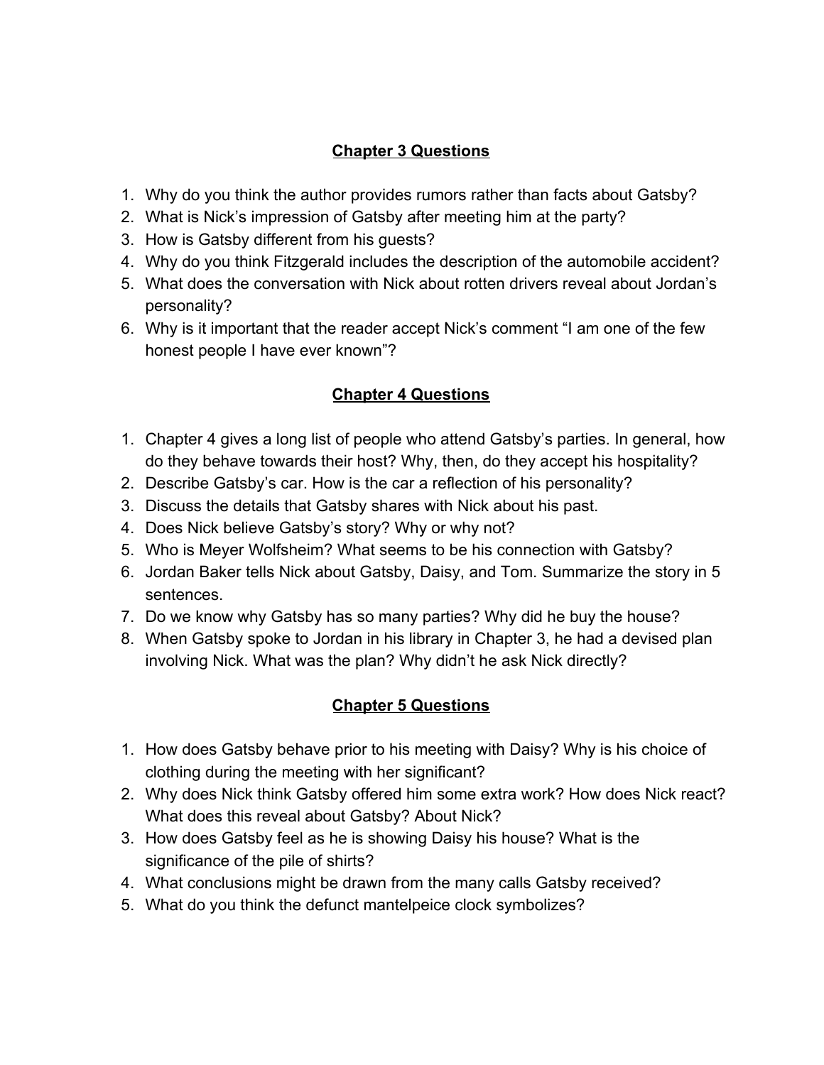## Chapter 3 Questions

1. Why do you think the author provides rumors rather than facts about Gatsby?
2. What is Nick's impression of Gatsby after meeting him at the party?
3. How is Gatsby different from his guests?
4. Why do you think Fitzgerald includes the description of the automobile accident?
5. What does the conversation with Nick about rotten drivers reveal about Jordan's personality?
6. Why is it important that the reader accept Nick's comment "I am one of the few honest people I have ever known"?

## Chapter 4 Questions

1. Chapter 4 gives a long list of people who attend Gatsby's parties. In general, how do they behave towards their host? Why, then, do they accept his hospitality?
2. Describe Gatsby's car. How is the car a reflection of his personality?
3. Discuss the details that Gatsby shares with Nick about his past.
4. Does Nick believe Gatsby's story? Why or why not?
5. Who is Meyer Wolfsheim? What seems to be his connection with Gatsby?
6. Jordan Baker tells Nick about Gatsby, Daisy, and Tom. Summarize the story in 5 sentences.
7. Do we know why Gatsby has so many parties? Why did he buy the house?
8. When Gatsby spoke to Jordan in his library in Chapter 3, he had a devised plan involving Nick. What was the plan? Why didn't he ask Nick directly?

## Chapter 5 Questions

1. How does Gatsby behave prior to his meeting with Daisy? Why is his choice of clothing during the meeting with her significant?
2. Why does Nick think Gatsby offered him some extra work? How does Nick react? What does this reveal about Gatsby? About Nick?
3. How does Gatsby feel as he is showing Daisy his house? What is the significance of the pile of shirts?
4. What conclusions might be drawn from the many calls Gatsby received?
5. What do you think the defunct mantelpeice clock symbolizes?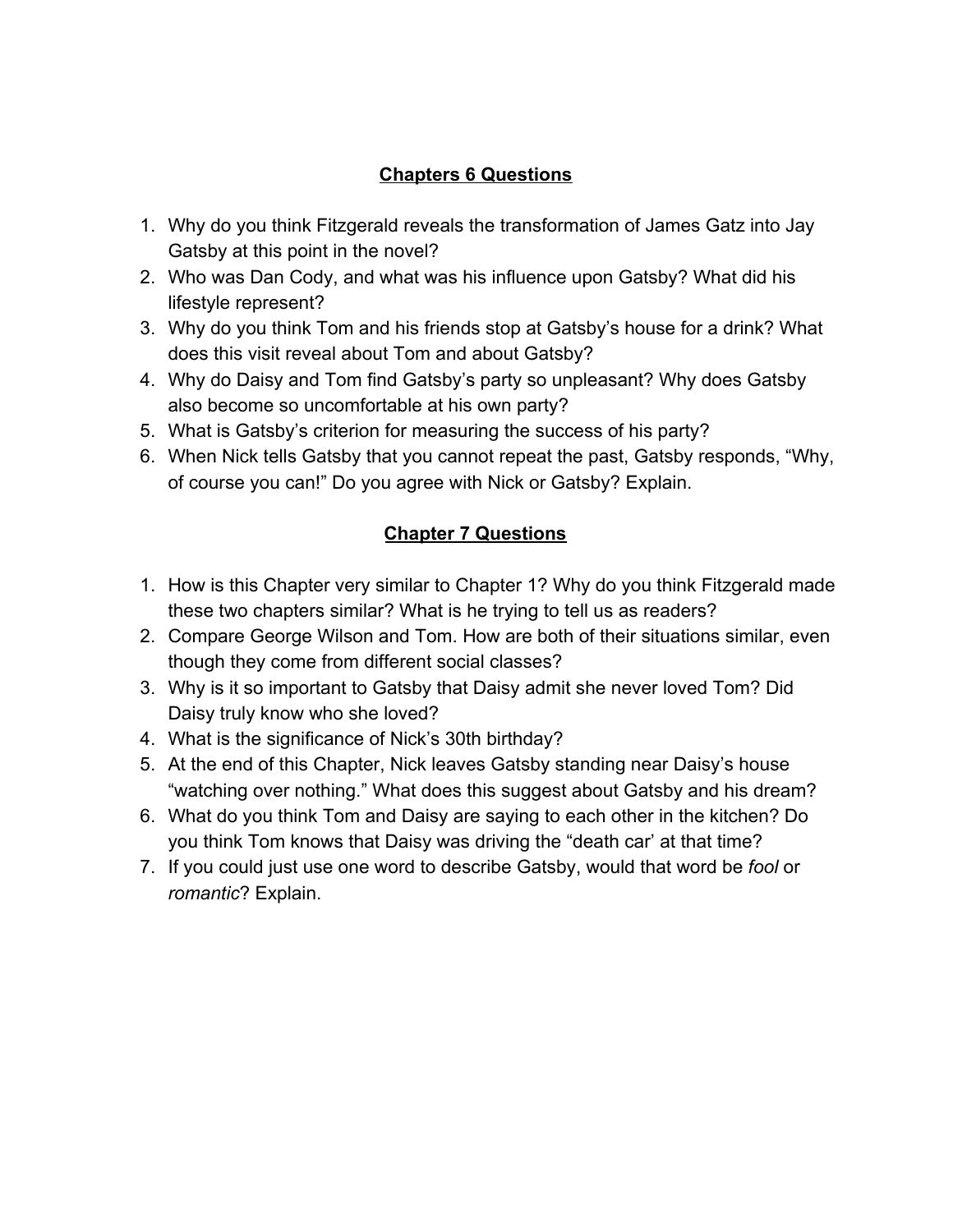## **Chapters 6 Questions**

1. Why do you think Fitzgerald reveals the transformation of James Gatz into Jay Gatsby at this point in the novel?
2. Who was Dan Cody, and what was his influence upon Gatsby? What did his lifestyle represent?
3. Why do you think Tom and his friends stop at Gatsby's house for a drink? What does this visit reveal about Tom and about Gatsby?
4. Why do Daisy and Tom find Gatsby's party so unpleasant? Why does Gatsby also become so uncomfortable at his own party?
5. What is Gatsby's criterion for measuring the success of his party?
6. When Nick tells Gatsby that you cannot repeat the past, Gatsby responds, "Why, of course you can!" Do you agree with Nick or Gatsby? Explain.

## **Chapter 7 Questions**

1. How is this Chapter very similar to Chapter 1? Why do you think Fitzgerald made these two chapters similar? What is he trying to tell us as readers?
2. Compare George Wilson and Tom. How are both of their situations similar, even though they come from different social classes?
3. Why is it so important to Gatsby that Daisy admit she never loved Tom? Did Daisy truly know who she loved?
4. What is the significance of Nick's 30th birthday?
5. At the end of this Chapter, Nick leaves Gatsby standing near Daisy's house "watching over nothing." What does this suggest about Gatsby and his dream?
6. What do you think Tom and Daisy are saying to each other in the kitchen? Do you think Tom knows that Daisy was driving the "death car' at that time?
7. If you could just use one word to describe Gatsby, would that word be *fool* or *romantic*? Explain.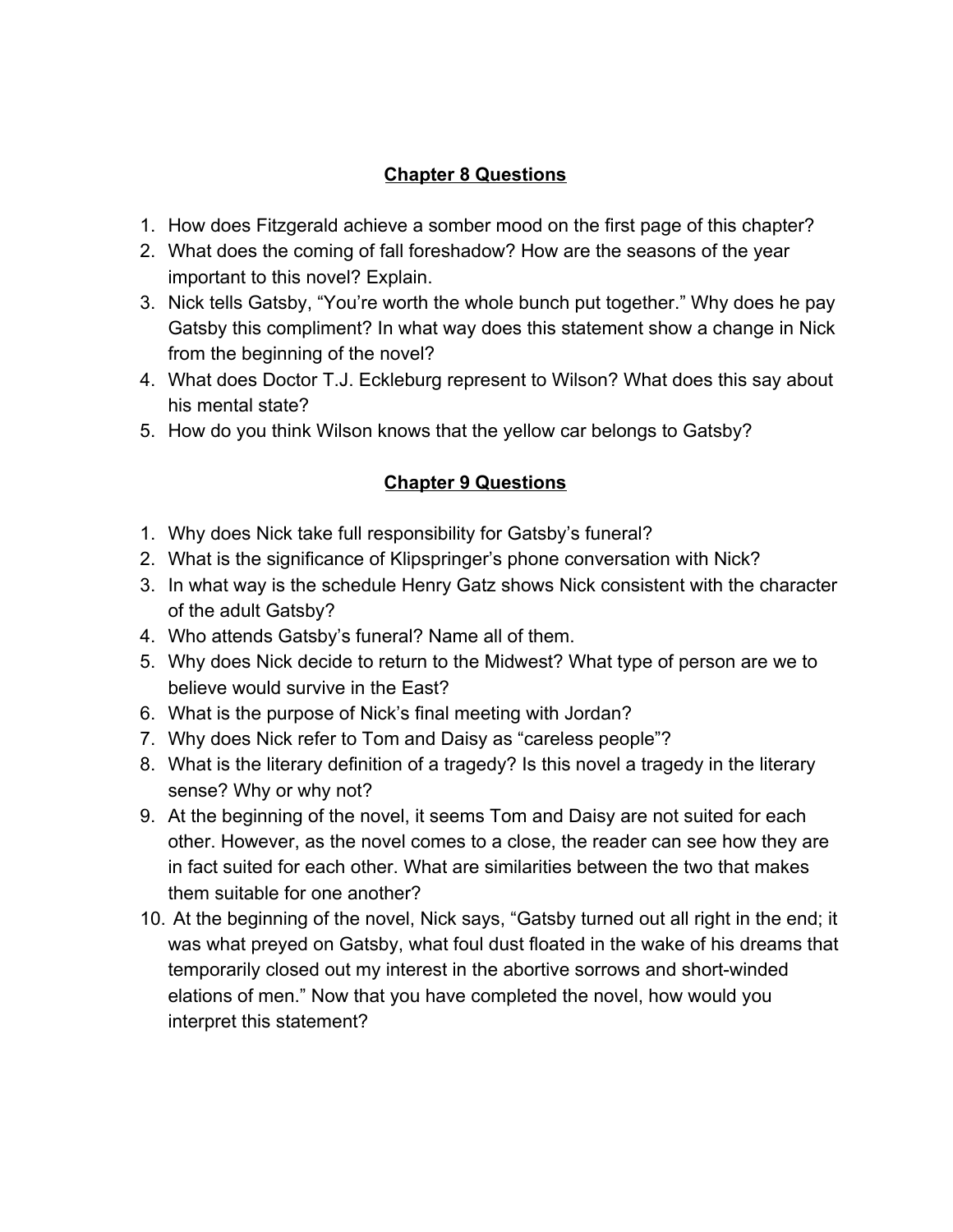## Chapter 8 Questions

1. How does Fitzgerald achieve a somber mood on the first page of this chapter?
2. What does the coming of fall foreshadow? How are the seasons of the year important to this novel? Explain.
3. Nick tells Gatsby, "You're worth the whole bunch put together." Why does he pay Gatsby this compliment? In what way does this statement show a change in Nick from the beginning of the novel?
4. What does Doctor T.J. Eckleburg represent to Wilson? What does this say about his mental state?
5. How do you think Wilson knows that the yellow car belongs to Gatsby?

## Chapter 9 Questions

1. Why does Nick take full responsibility for Gatsby's funeral?
2. What is the significance of Klipspringer's phone conversation with Nick?
3. In what way is the schedule Henry Gatz shows Nick consistent with the character of the adult Gatsby?
4. Who attends Gatsby's funeral? Name all of them.
5. Why does Nick decide to return to the Midwest? What type of person are we to believe would survive in the East?
6. What is the purpose of Nick's final meeting with Jordan?
7. Why does Nick refer to Tom and Daisy as "careless people"?
8. What is the literary definition of a tragedy? Is this novel a tragedy in the literary sense? Why or why not?
9. At the beginning of the novel, it seems Tom and Daisy are not suited for each other. However, as the novel comes to a close, the reader can see how they are in fact suited for each other. What are similarities between the two that makes them suitable for one another?
10. At the beginning of the novel, Nick says, "Gatsby turned out all right in the end; it was what preyed on Gatsby, what foul dust floated in the wake of his dreams that temporarily closed out my interest in the abortive sorrows and short-winded elations of men." Now that you have completed the novel, how would you interpret this statement?